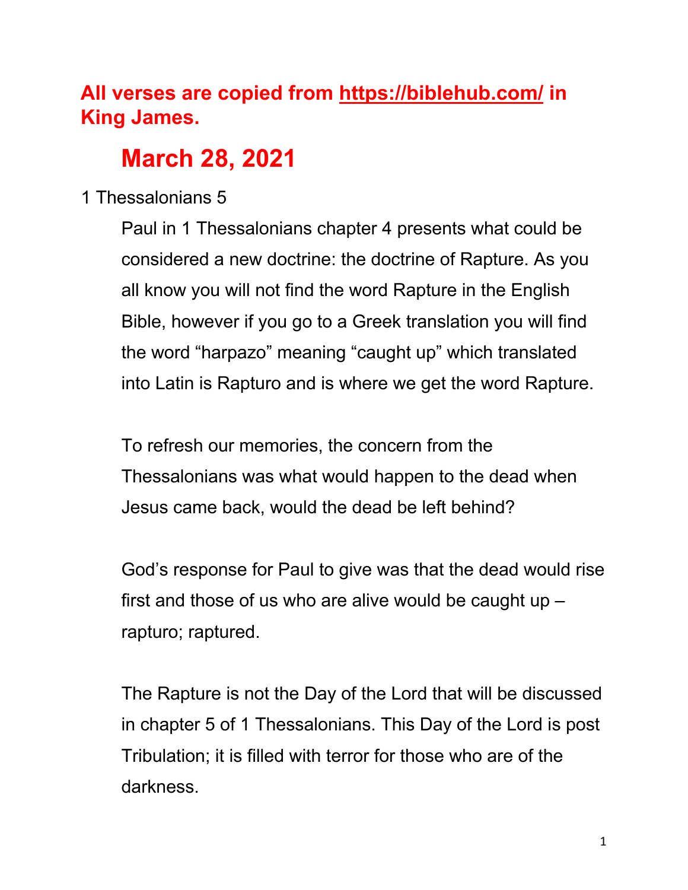**All verses are copied from [https://biblehub.com/](https://biblehub.com/) in King James.**

# March 28, 2021

1 Thessalonians 5

Paul in 1 Thessalonians chapter 4 presents what could be considered a new doctrine: the doctrine of Rapture. As you all know you will not find the word Rapture in the English Bible, however if you go to a Greek translation you will find the word "harpazo" meaning "caught up" which translated into Latin is Rapturo and is where we get the word Rapture.

To refresh our memories, the concern from the Thessalonians was what would happen to the dead when Jesus came back, would the dead be left behind?

God's response for Paul to give was that the dead would rise first and those of us who are alive would be caught up – rapturo; raptured.

The Rapture is not the Day of the Lord that will be discussed in chapter 5 of 1 Thessalonians. This Day of the Lord is post Tribulation; it is filled with terror for those who are of the darkness.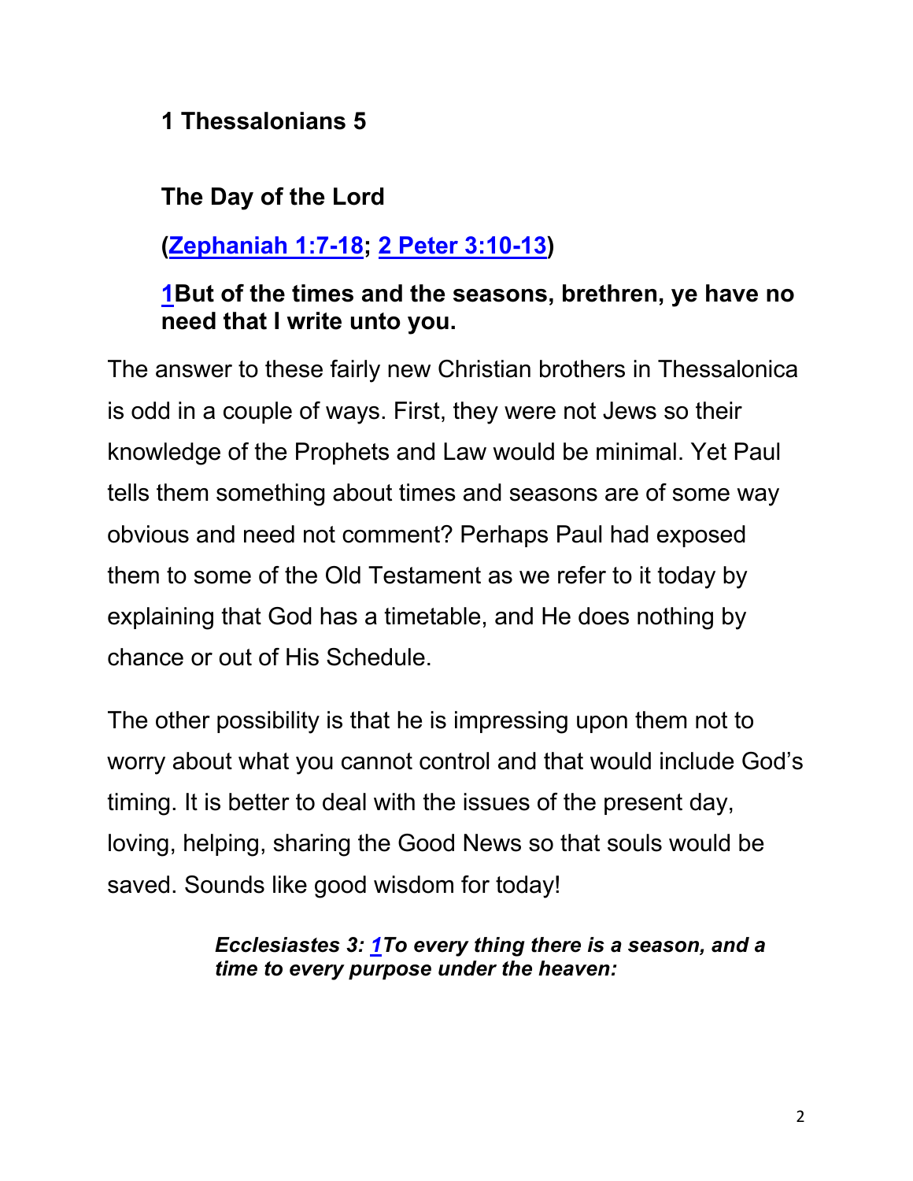**1 Thessalonians 5**

**The Day of the Lord**

**(Zephaniah 1:7-18; 2 Peter 3:10-13)**

**1But of the times and the seasons, brethren, ye have no need that I write unto you.**

The answer to these fairly new Christian brothers in Thessalonica is odd in a couple of ways. First, they were not Jews so their knowledge of the Prophets and Law would be minimal. Yet Paul tells them something about times and seasons are of some way obvious and need not comment? Perhaps Paul had exposed them to some of the Old Testament as we refer to it today by explaining that God has a timetable, and He does nothing by chance or out of His Schedule.

The other possibility is that he is impressing upon them not to worry about what you cannot control and that would include God's timing. It is better to deal with the issues of the present day, loving, helping, sharing the Good News so that souls would be saved. Sounds like good wisdom for today!

> ***Ecclesiastes 3: 1To every thing there is a season, and a time to every purpose under the heaven:***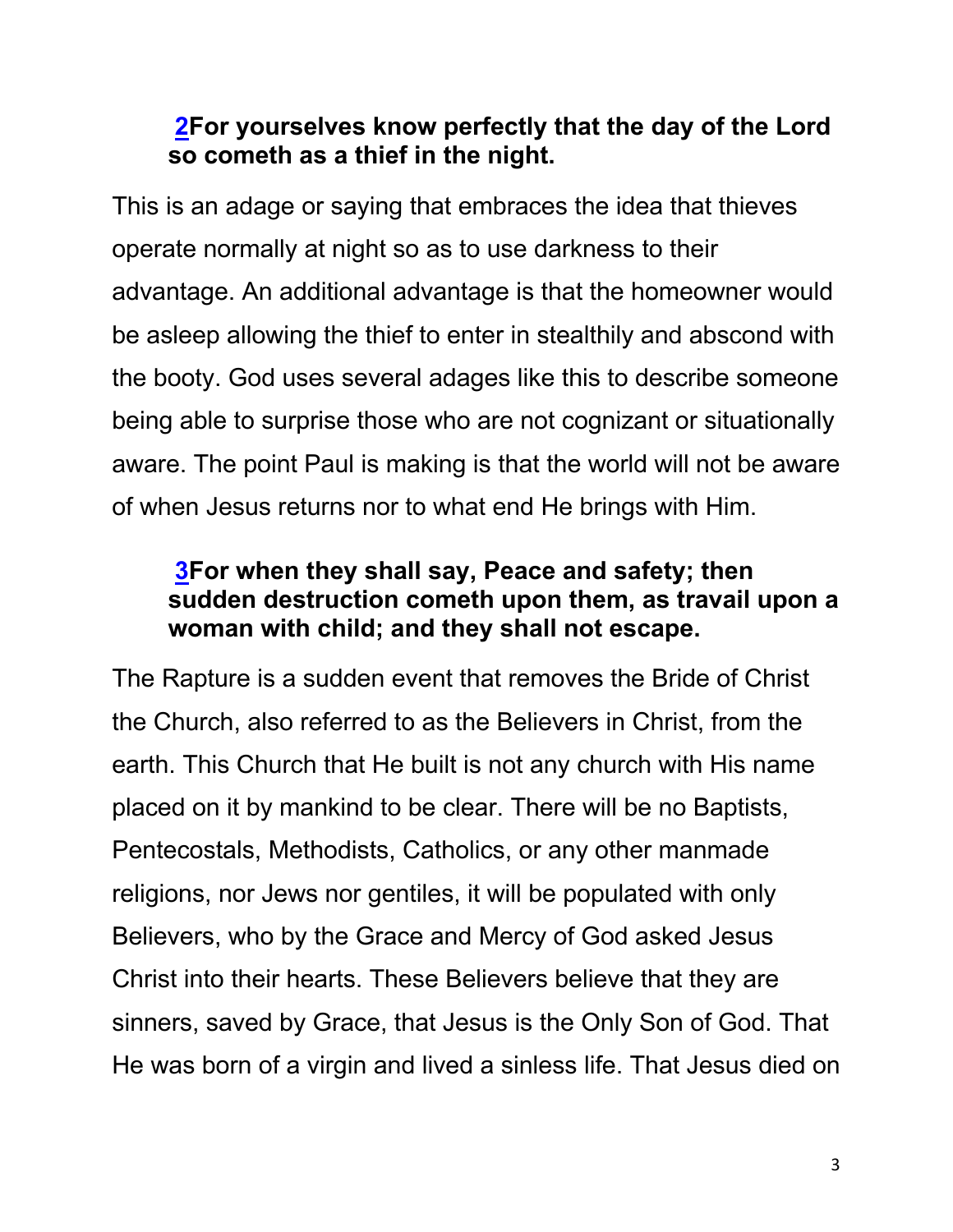**[2](#)For yourselves know perfectly that the day of the Lord so cometh as a thief in the night.**

This is an adage or saying that embraces the idea that thieves operate normally at night so as to use darkness to their advantage. An additional advantage is that the homeowner would be asleep allowing the thief to enter in stealthily and abscond with the booty. God uses several adages like this to describe someone being able to surprise those who are not cognizant or situationally aware. The point Paul is making is that the world will not be aware of when Jesus returns nor to what end He brings with Him.

**[3](#)For when they shall say, Peace and safety; then sudden destruction cometh upon them, as travail upon a woman with child; and they shall not escape.**

The Rapture is a sudden event that removes the Bride of Christ the Church, also referred to as the Believers in Christ, from the earth. This Church that He built is not any church with His name placed on it by mankind to be clear. There will be no Baptists, Pentecostals, Methodists, Catholics, or any other manmade religions, nor Jews nor gentiles, it will be populated with only Believers, who by the Grace and Mercy of God asked Jesus Christ into their hearts. These Believers believe that they are sinners, saved by Grace, that Jesus is the Only Son of God. That He was born of a virgin and lived a sinless life. That Jesus died on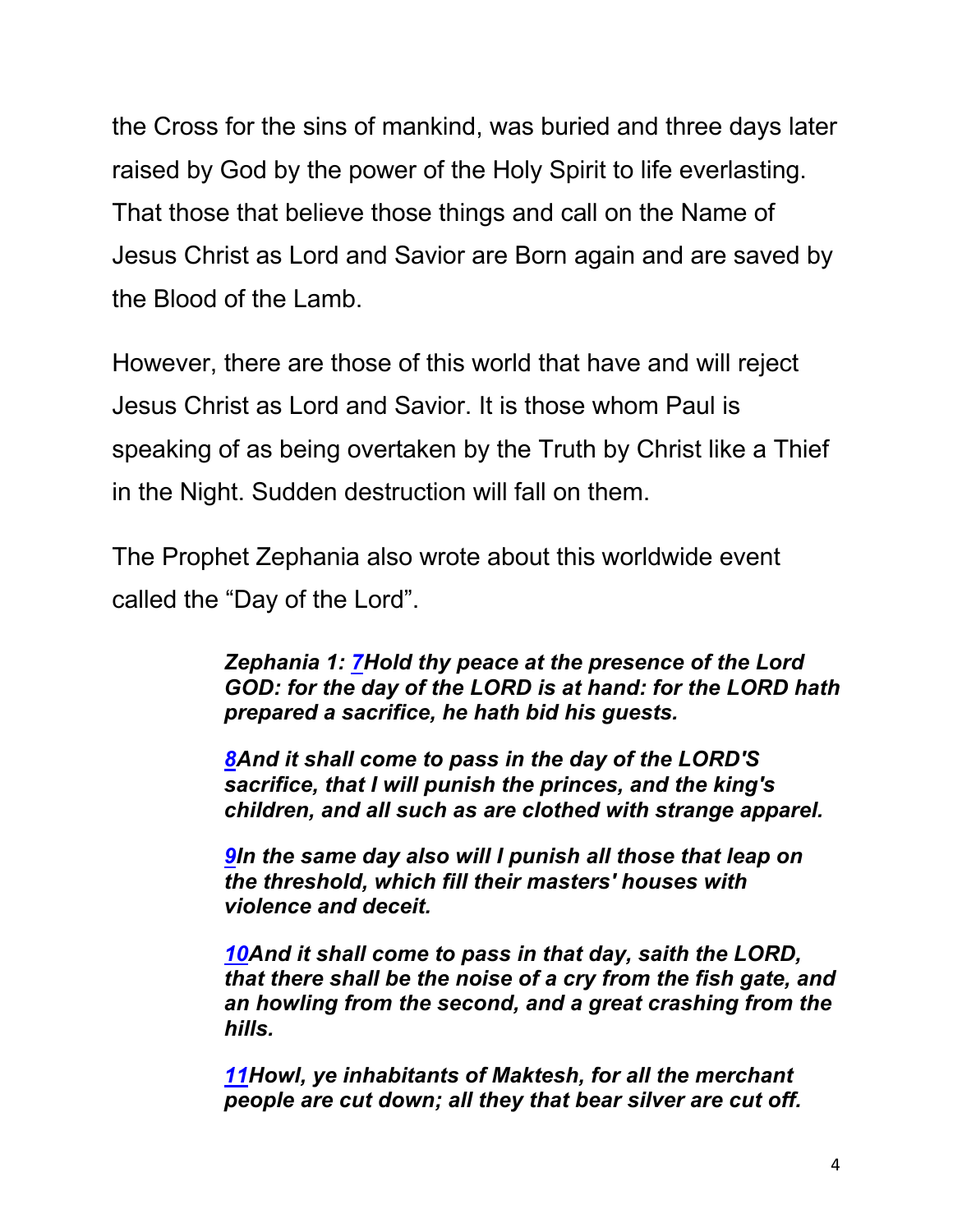the Cross for the sins of mankind, was buried and three days later raised by God by the power of the Holy Spirit to life everlasting. That those that believe those things and call on the Name of Jesus Christ as Lord and Savior are Born again and are saved by the Blood of the Lamb.

However, there are those of this world that have and will reject Jesus Christ as Lord and Savior. It is those whom Paul is speaking of as being overtaken by the Truth by Christ like a Thief in the Night. Sudden destruction will fall on them.

The Prophet Zephania also wrote about this worldwide event called the "Day of the Lord".

> ***Zephania 1: 7Hold thy peace at the presence of the Lord GOD: for the day of the LORD is at hand: for the LORD hath prepared a sacrifice, he hath bid his guests.***
>
> ***8And it shall come to pass in the day of the LORD'S sacrifice, that I will punish the princes, and the king's children, and all such as are clothed with strange apparel.***
>
> ***9In the same day also will I punish all those that leap on the threshold, which fill their masters' houses with violence and deceit.***
>
> ***10And it shall come to pass in that day, saith the LORD, that there shall be the noise of a cry from the fish gate, and an howling from the second, and a great crashing from the hills.***
>
> ***11Howl, ye inhabitants of Maktesh, for all the merchant people are cut down; all they that bear silver are cut off.***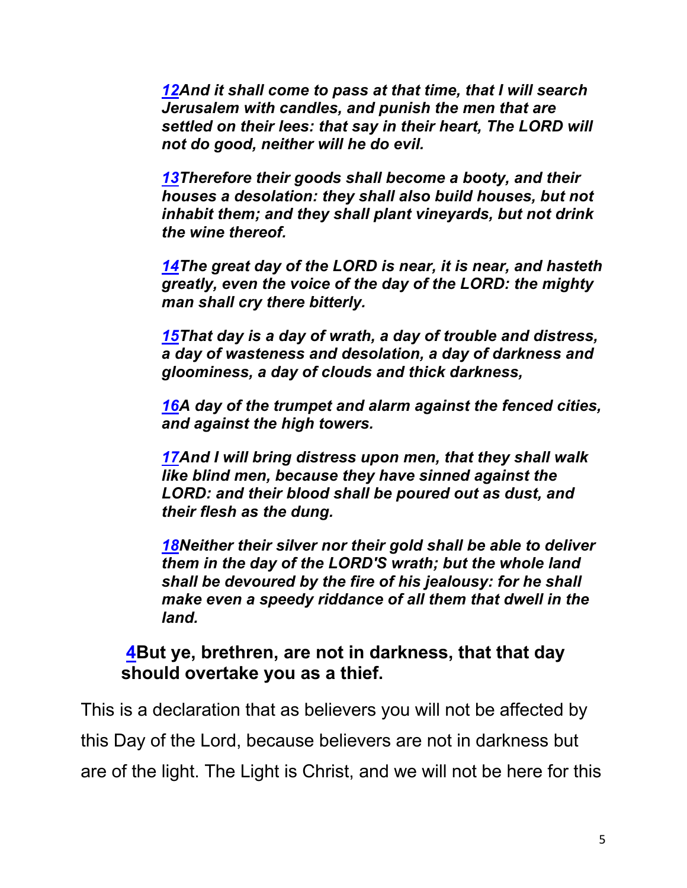*[12](#)And it shall come to pass at that time, that I will search Jerusalem with candles, and punish the men that are settled on their lees: that say in their heart, The LORD will not do good, neither will he do evil.*

*[13](#)Therefore their goods shall become a booty, and their houses a desolation: they shall also build houses, but not inhabit them; and they shall plant vineyards, but not drink the wine thereof.*

*[14](#)The great day of the LORD is near, it is near, and hasteth greatly, even the voice of the day of the LORD: the mighty man shall cry there bitterly.*

*[15](#)That day is a day of wrath, a day of trouble and distress, a day of wasteness and desolation, a day of darkness and gloominess, a day of clouds and thick darkness,*

*[16](#)A day of the trumpet and alarm against the fenced cities, and against the high towers.*

*[17](#)And I will bring distress upon men, that they shall walk like blind men, because they have sinned against the LORD: and their blood shall be poured out as dust, and their flesh as the dung.*

*[18](#)Neither their silver nor their gold shall be able to deliver them in the day of the LORD'S wrath; but the whole land shall be devoured by the fire of his jealousy: for he shall make even a speedy riddance of all them that dwell in the land.*

**[4](#)But ye, brethren, are not in darkness, that that day should overtake you as a thief.**

This is a declaration that as believers you will not be affected by this Day of the Lord, because believers are not in darkness but are of the light. The Light is Christ, and we will not be here for this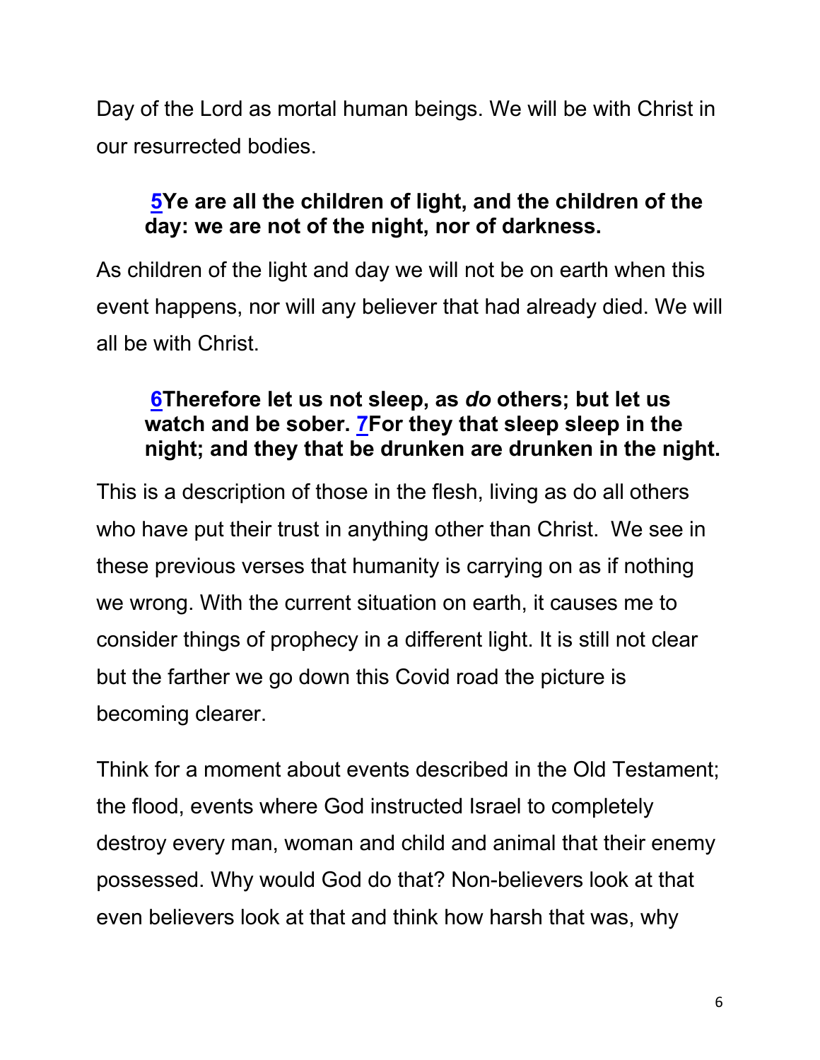Day of the Lord as mortal human beings. We will be with Christ in our resurrected bodies.

> **[5](#)Ye are all the children of light, and the children of the day: we are not of the night, nor of darkness.**

As children of the light and day we will not be on earth when this event happens, nor will any believer that had already died. We will all be with Christ.

> **[6](#)Therefore let us not sleep, as *do* others; but let us watch and be sober. [7](#)For they that sleep sleep in the night; and they that be drunken are drunken in the night.**

This is a description of those in the flesh, living as do all others who have put their trust in anything other than Christ. We see in these previous verses that humanity is carrying on as if nothing we wrong. With the current situation on earth, it causes me to consider things of prophecy in a different light. It is still not clear but the farther we go down this Covid road the picture is becoming clearer.

Think for a moment about events described in the Old Testament; the flood, events where God instructed Israel to completely destroy every man, woman and child and animal that their enemy possessed. Why would God do that? Non-believers look at that even believers look at that and think how harsh that was, why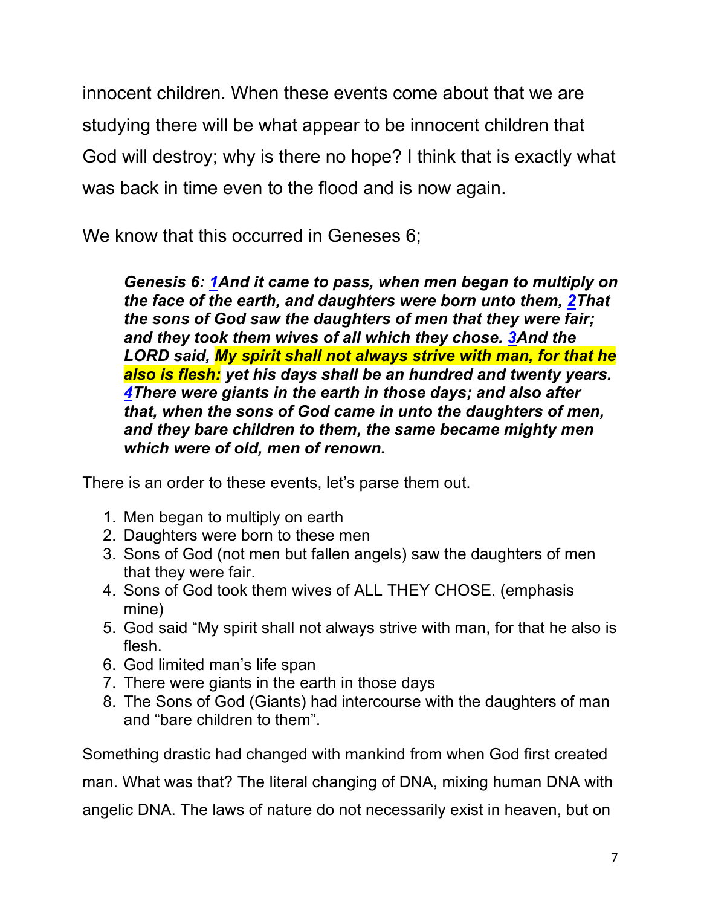innocent children. When these events come about that we are studying there will be what appear to be innocent children that God will destroy; why is there no hope? I think that is exactly what was back in time even to the flood and is now again.

We know that this occurred in Geneses 6;

> ***Genesis 6: 1And it came to pass, when men began to multiply on the face of the earth, and daughters were born unto them, 2That the sons of God saw the daughters of men that they were fair; and they took them wives of all which they chose. 3And the LORD said, My spirit shall not always strive with man, for that he also is flesh: yet his days shall be an hundred and twenty years. 4There were giants in the earth in those days; and also after that, when the sons of God came in unto the daughters of men, and they bare children to them, the same became mighty men which were of old, men of renown.***

There is an order to these events, let's parse them out.

1. Men began to multiply on earth
2. Daughters were born to these men
3. Sons of God (not men but fallen angels) saw the daughters of men that they were fair.
4. Sons of God took them wives of ALL THEY CHOSE. (emphasis mine)
5. God said "My spirit shall not always strive with man, for that he also is flesh.
6. God limited man's life span
7. There were giants in the earth in those days
8. The Sons of God (Giants) had intercourse with the daughters of man and "bare children to them".

Something drastic had changed with mankind from when God first created man. What was that? The literal changing of DNA, mixing human DNA with angelic DNA. The laws of nature do not necessarily exist in heaven, but on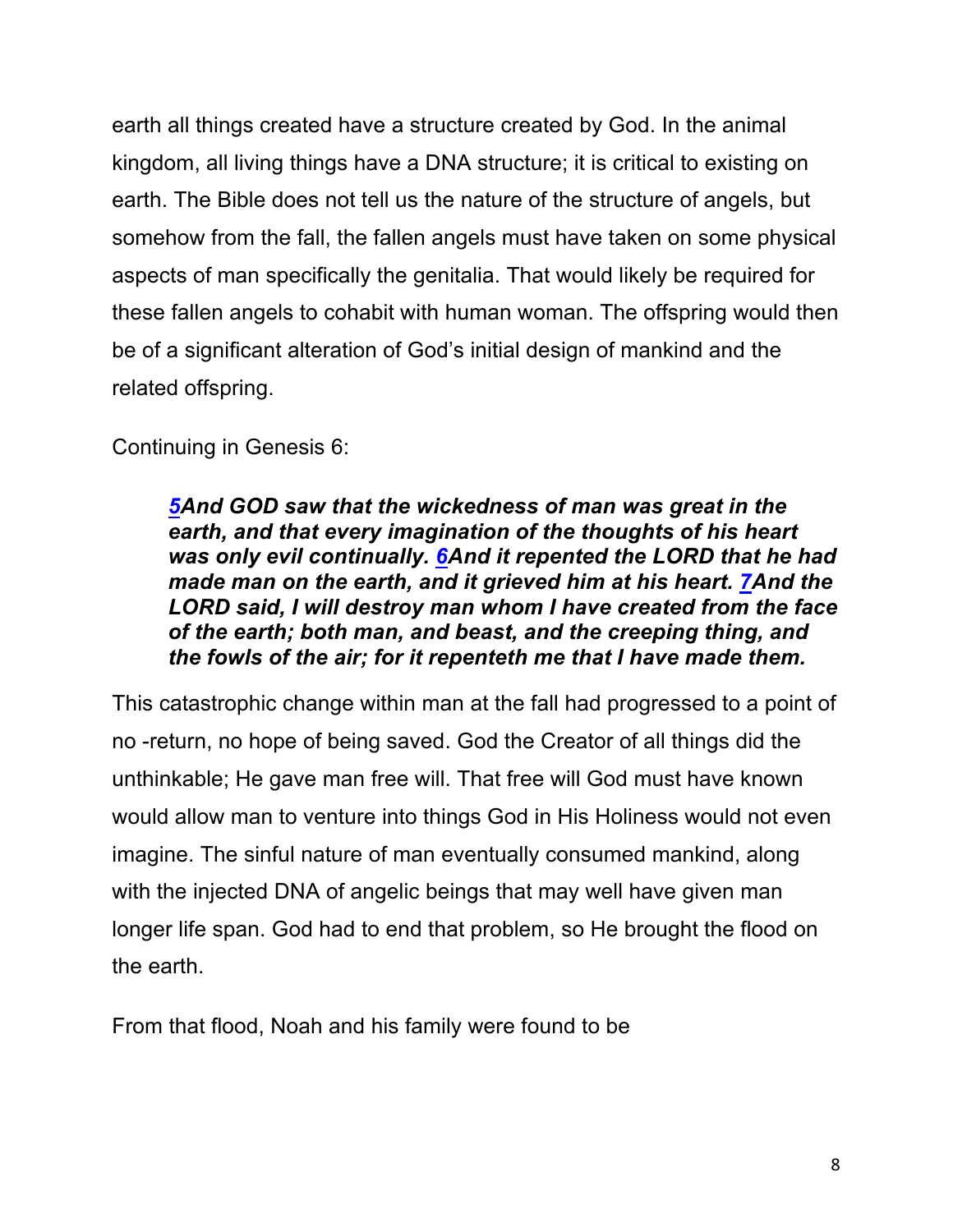earth all things created have a structure created by God. In the animal kingdom, all living things have a DNA structure; it is critical to existing on earth. The Bible does not tell us the nature of the structure of angels, but somehow from the fall, the fallen angels must have taken on some physical aspects of man specifically the genitalia. That would likely be required for these fallen angels to cohabit with human woman. The offspring would then be of a significant alteration of God's initial design of mankind and the related offspring.

Continuing in Genesis 6:

> ***5**And GOD saw that the wickedness of man was great in the earth, and that every imagination of the thoughts of his heart was only evil continually. **6**And it repented the LORD that he had made man on the earth, and it grieved him at his heart. **7**And the LORD said, I will destroy man whom I have created from the face of the earth; both man, and beast, and the creeping thing, and the fowls of the air; for it repenteth me that I have made them.*

This catastrophic change within man at the fall had progressed to a point of no -return, no hope of being saved. God the Creator of all things did the unthinkable; He gave man free will. That free will God must have known would allow man to venture into things God in His Holiness would not even imagine. The sinful nature of man eventually consumed mankind, along with the injected DNA of angelic beings that may well have given man longer life span. God had to end that problem, so He brought the flood on the earth.

From that flood, Noah and his family were found to be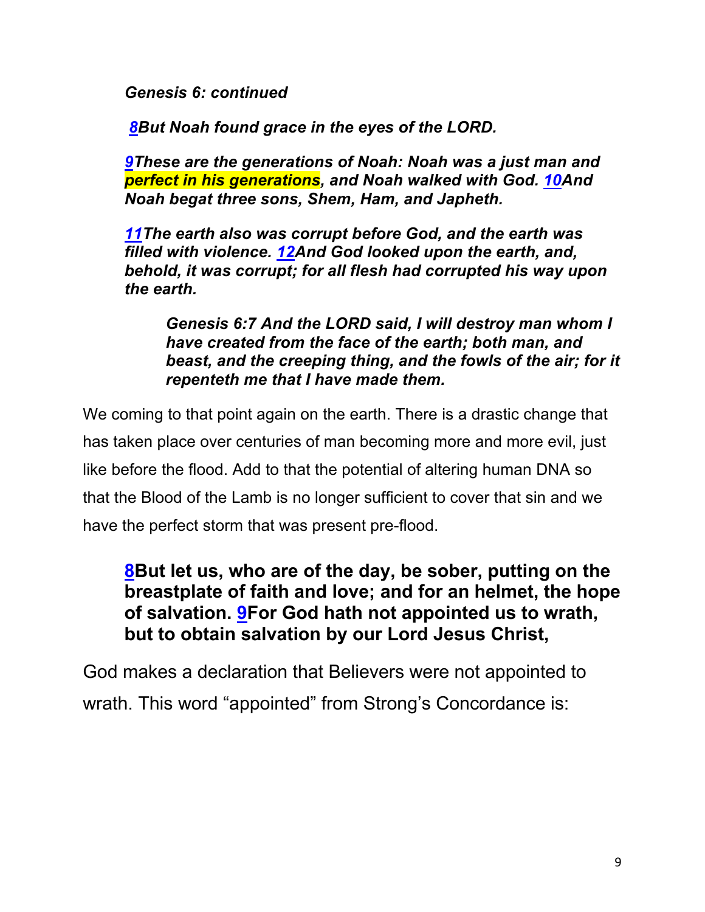***Genesis 6: continued***

***8But Noah found grace in the eyes of the LORD.***

***9These are the generations of Noah: Noah was a just man and perfect in his generations, and Noah walked with God. 10And Noah begat three sons, Shem, Ham, and Japheth.***

***11The earth also was corrupt before God, and the earth was filled with violence. 12And God looked upon the earth, and, behold, it was corrupt; for all flesh had corrupted his way upon the earth.***

> ***Genesis 6:7 And the LORD said, I will destroy man whom I have created from the face of the earth; both man, and beast, and the creeping thing, and the fowls of the air; for it repenteth me that I have made them.***

We coming to that point again on the earth. There is a drastic change that has taken place over centuries of man becoming more and more evil, just like before the flood. Add to that the potential of altering human DNA so that the Blood of the Lamb is no longer sufficient to cover that sin and we have the perfect storm that was present pre-flood.

**8But let us, who are of the day, be sober, putting on the breastplate of faith and love; and for an helmet, the hope of salvation. 9For God hath not appointed us to wrath, but to obtain salvation by our Lord Jesus Christ,**

God makes a declaration that Believers were not appointed to wrath. This word "appointed" from Strong's Concordance is: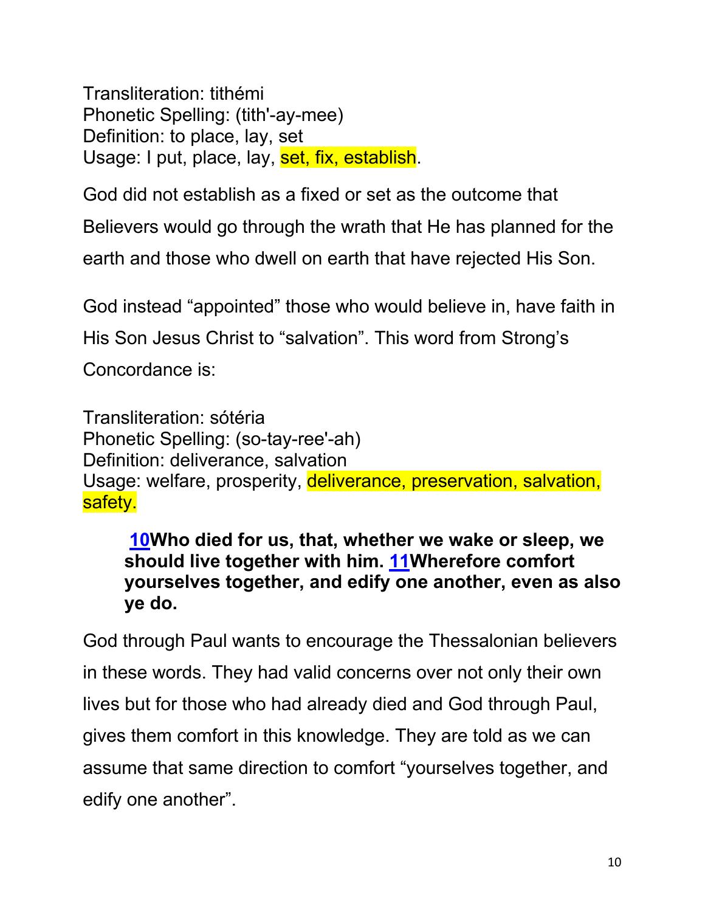Transliteration: tithémi
Phonetic Spelling: (tith'-ay-mee)
Definition: to place, lay, set
Usage: I put, place, lay, set, fix, establish.

God did not establish as a fixed or set as the outcome that Believers would go through the wrath that He has planned for the earth and those who dwell on earth that have rejected His Son.

God instead "appointed" those who would believe in, have faith in His Son Jesus Christ to "salvation". This word from Strong's Concordance is:

Transliteration: sótéria
Phonetic Spelling: (so-tay-ree'-ah)
Definition: deliverance, salvation
Usage: welfare, prosperity, deliverance, preservation, salvation, safety.

> **10Who died for us, that, whether we wake or sleep, we should live together with him. 11Wherefore comfort yourselves together, and edify one another, even as also ye do.**

God through Paul wants to encourage the Thessalonian believers in these words. They had valid concerns over not only their own lives but for those who had already died and God through Paul, gives them comfort in this knowledge. They are told as we can assume that same direction to comfort "yourselves together, and edify one another".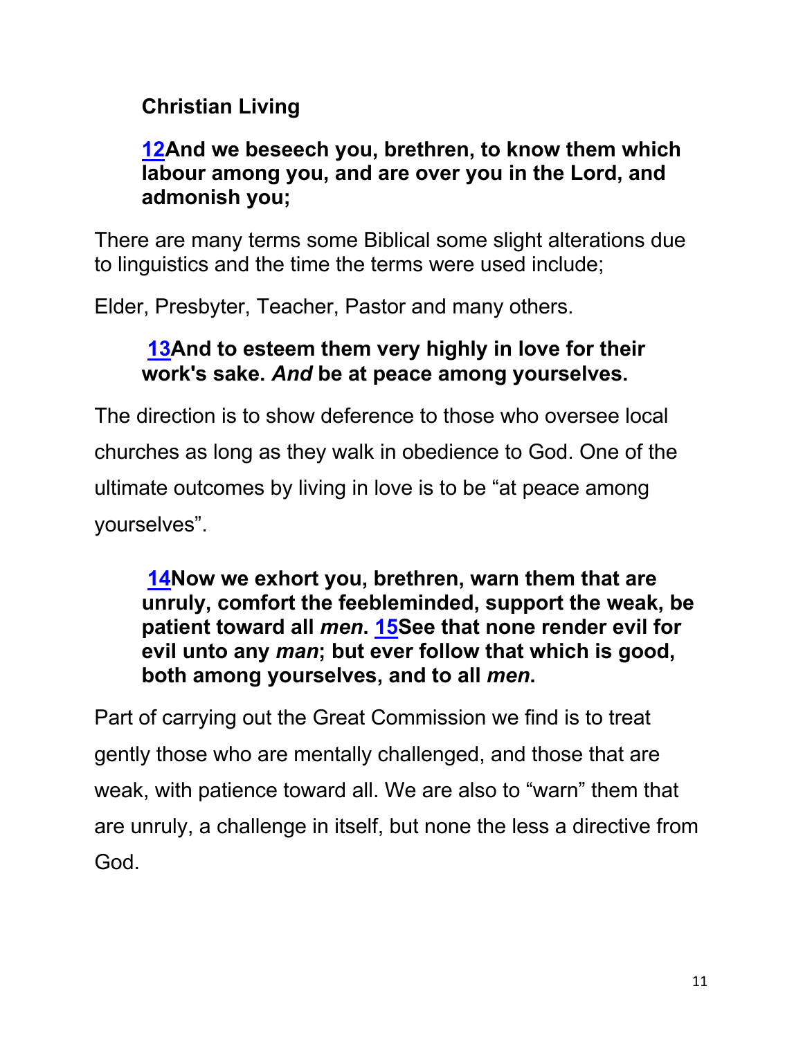**Christian Living**

> **12And we beseech you, brethren, to know them which labour among you, and are over you in the Lord, and admonish you;**

There are many terms some Biblical some slight alterations due to linguistics and the time the terms were used include;

Elder, Presbyter, Teacher, Pastor and many others.

> **13And to esteem them very highly in love for their work's sake. *And* be at peace among yourselves.**

The direction is to show deference to those who oversee local churches as long as they walk in obedience to God. One of the ultimate outcomes by living in love is to be "at peace among yourselves".

> **14Now we exhort you, brethren, warn them that are unruly, comfort the feebleminded, support the weak, be patient toward all *men*. 15See that none render evil for evil unto any *man*; but ever follow that which is good, both among yourselves, and to all *men*.**

Part of carrying out the Great Commission we find is to treat gently those who are mentally challenged, and those that are weak, with patience toward all. We are also to "warn" them that are unruly, a challenge in itself, but none the less a directive from God.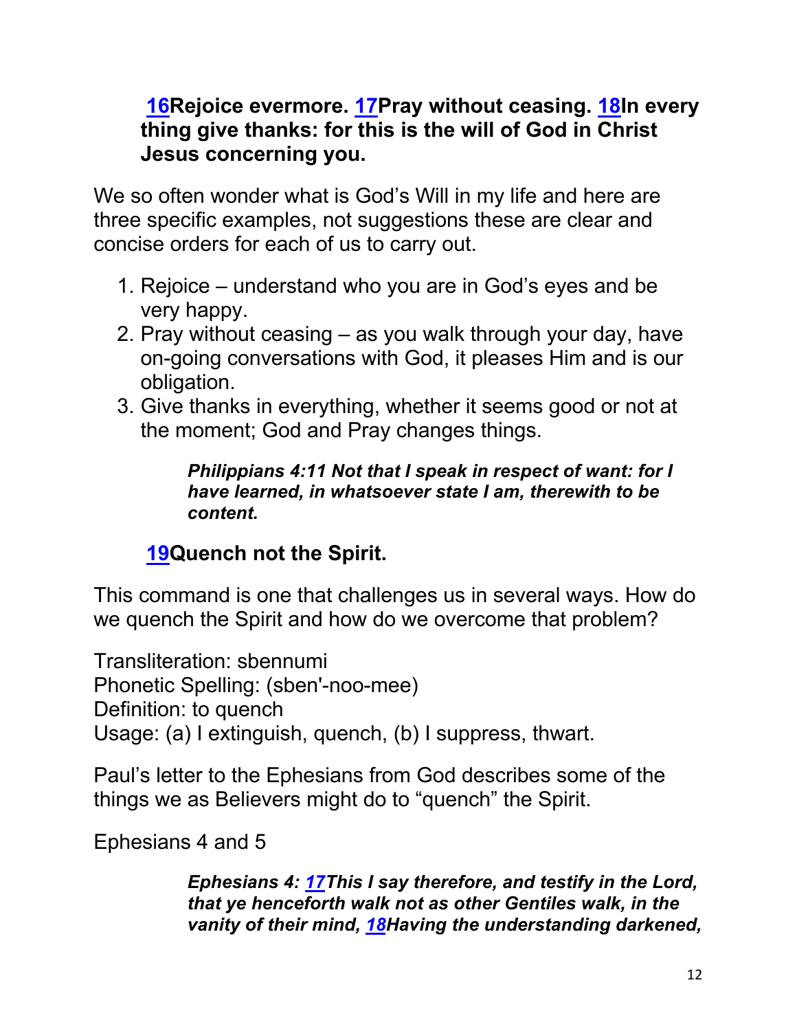**16Rejoice evermore. 17Pray without ceasing. 18In every thing give thanks: for this is the will of God in Christ Jesus concerning you.**

We so often wonder what is God's Will in my life and here are three specific examples, not suggestions these are clear and concise orders for each of us to carry out.

1. Rejoice – understand who you are in God's eyes and be very happy.
2. Pray without ceasing – as you walk through your day, have on-going conversations with God, it pleases Him and is our obligation.
3. Give thanks in everything, whether it seems good or not at the moment; God and Pray changes things.

> ***Philippians 4:11 Not that I speak in respect of want: for I have learned, in whatsoever state I am, therewith to be content.***

**19Quench not the Spirit.**

This command is one that challenges us in several ways. How do we quench the Spirit and how do we overcome that problem?

Transliteration: sbennumi
Phonetic Spelling: (sben'-noo-mee)
Definition: to quench
Usage: (a) I extinguish, quench, (b) I suppress, thwart.

Paul's letter to the Ephesians from God describes some of the things we as Believers might do to "quench" the Spirit.

Ephesians 4 and 5

> ***Ephesians 4: 17This I say therefore, and testify in the Lord, that ye henceforth walk not as other Gentiles walk, in the vanity of their mind, 18Having the understanding darkened,***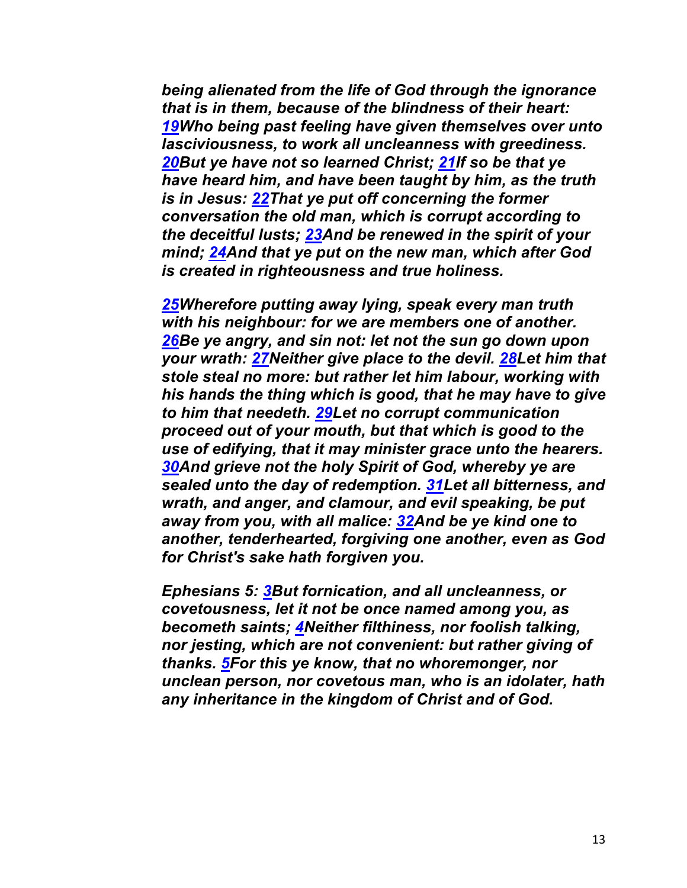***being alienated from the life of God through the ignorance that is in them, because of the blindness of their heart: 19Who being past feeling have given themselves over unto lasciviousness, to work all uncleanness with greediness. 20But ye have not so learned Christ; 21If so be that ye have heard him, and have been taught by him, as the truth is in Jesus: 22That ye put off concerning the former conversation the old man, which is corrupt according to the deceitful lusts; 23And be renewed in the spirit of your mind; 24And that ye put on the new man, which after God is created in righteousness and true holiness.***

***25Wherefore putting away lying, speak every man truth with his neighbour: for we are members one of another. 26Be ye angry, and sin not: let not the sun go down upon your wrath: 27Neither give place to the devil. 28Let him that stole steal no more: but rather let him labour, working with his hands the thing which is good, that he may have to give to him that needeth. 29Let no corrupt communication proceed out of your mouth, but that which is good to the use of edifying, that it may minister grace unto the hearers. 30And grieve not the holy Spirit of God, whereby ye are sealed unto the day of redemption. 31Let all bitterness, and wrath, and anger, and clamour, and evil speaking, be put away from you, with all malice: 32And be ye kind one to another, tenderhearted, forgiving one another, even as God for Christ's sake hath forgiven you.***

***Ephesians 5: 3But fornication, and all uncleanness, or covetousness, let it not be once named among you, as becometh saints; 4Neither filthiness, nor foolish talking, nor jesting, which are not convenient: but rather giving of thanks. 5For this ye know, that no whoremonger, nor unclean person, nor covetous man, who is an idolater, hath any inheritance in the kingdom of Christ and of God.***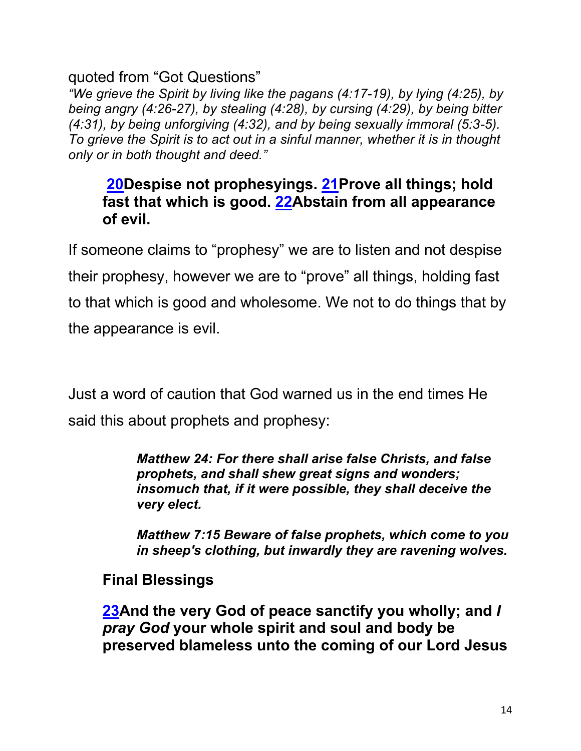quoted from “Got Questions”

*“We grieve the Spirit by living like the pagans (4:17-19), by lying (4:25), by being angry (4:26-27), by stealing (4:28), by cursing (4:29), by being bitter (4:31), by being unforgiving (4:32), and by being sexually immoral (5:3-5). To grieve the Spirit is to act out in a sinful manner, whether it is in thought only or in both thought and deed.”*

> **20Despise not prophesyings. 21Prove all things; hold fast that which is good. 22Abstain from all appearance of evil.**

If someone claims to “prophesy” we are to listen and not despise their prophesy, however we are to “prove” all things, holding fast to that which is good and wholesome. We not to do things that by the appearance is evil.

Just a word of caution that God warned us in the end times He said this about prophets and prophesy:

> ***Matthew 24: For there shall arise false Christs, and false prophets, and shall shew great signs and wonders; insomuch that, if it were possible, they shall deceive the very elect.***
>
> ***Matthew 7:15 Beware of false prophets, which come to you in sheep's clothing, but inwardly they are ravening wolves.***

**Final Blessings**

> **23And the very God of peace sanctify you wholly; and *I pray God* your whole spirit and soul and body be preserved blameless unto the coming of our Lord Jesus**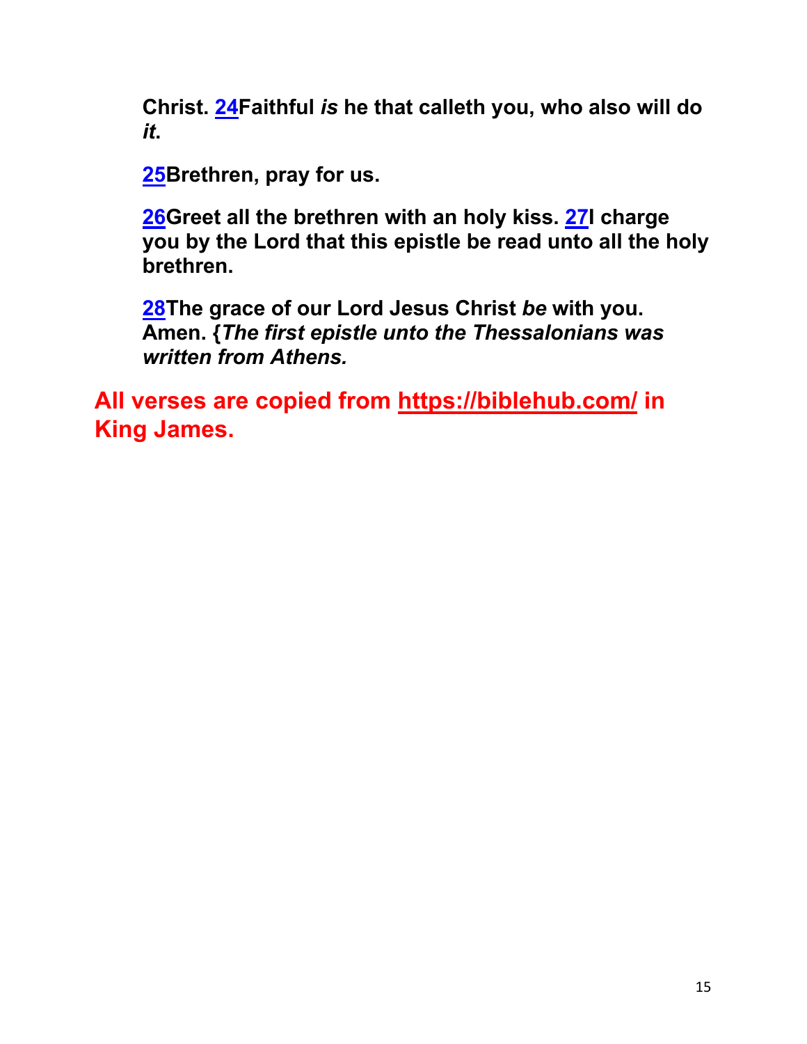**Christ. [24](#)Faithful *is* he that calleth you, who also will do *it*.**

**[25](#)Brethren, pray for us.**

**[26](#)Greet all the brethren with an holy kiss. [27](#)I charge you by the Lord that this epistle be read unto all the holy brethren.**

**[28](#)The grace of our Lord Jesus Christ *be* with you. Amen. {*The first epistle unto the Thessalonians was written from Athens.***

**All verses are copied from [https://biblehub.com/](https://biblehub.com/) in King James.**